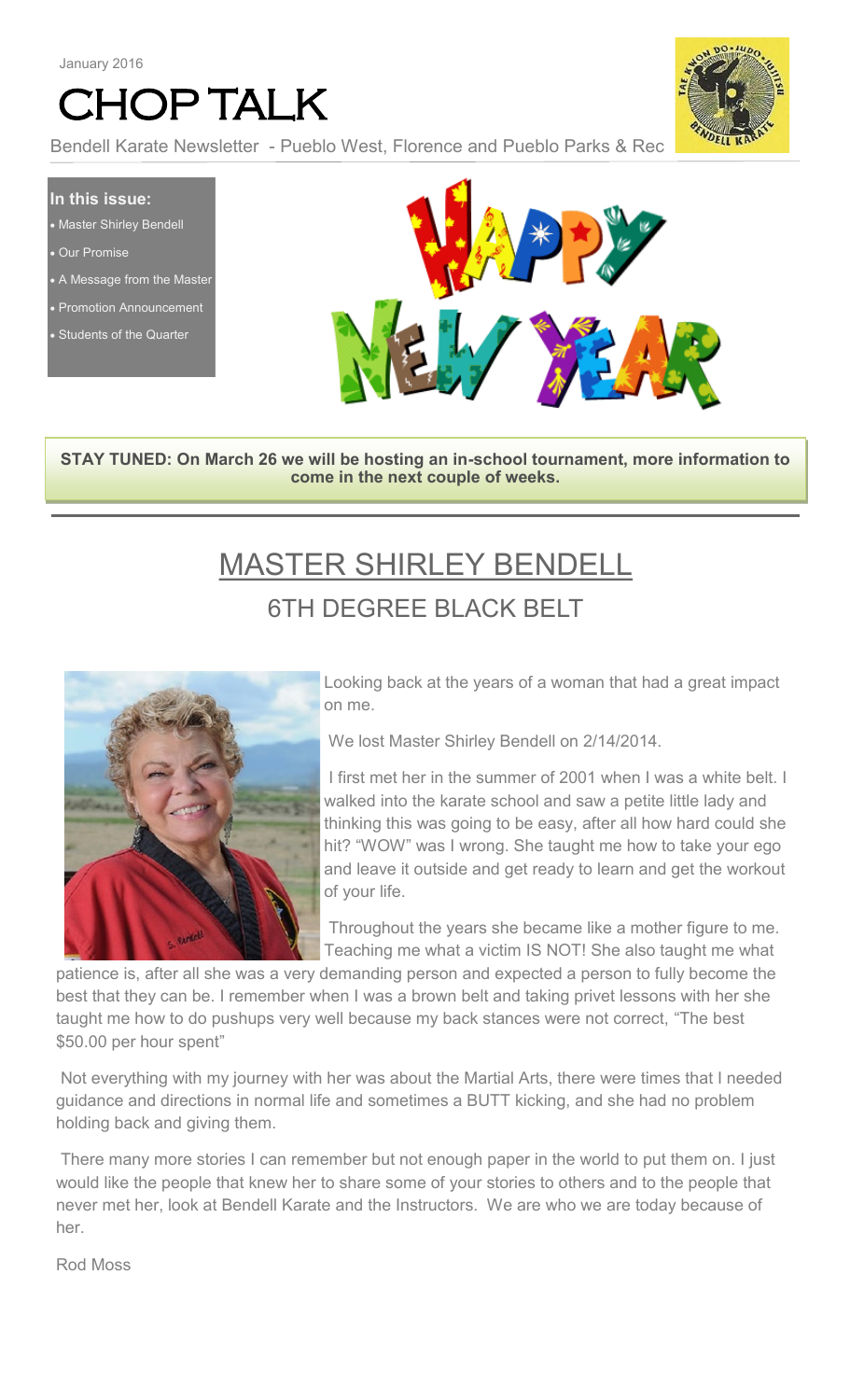January 2016

# CHOP TALK

Bendell Karate Newsletter - Pueblo West, Florence and Pueblo Parks & Rec

**In this issue:**

- Master Shirley Bendell
- Our Promise
- A Message from the Master
- Promotion Announcement
- Students of the Quarter

**STAY TUNED: On March 26 we will be hosting an in-school tournament, more information to come in the next couple of weeks.**

## MASTER SHIRLEY BENDELL

### 6TH DEGREE BLACK BELT

Looking back at the years of a woman that had a great impact on me.

We lost Master Shirley Bendell on 2/14/2014.

I first met her in the summer of 2001 when I was a white belt. I walked into the karate school and saw a petite little lady and thinking this was going to be easy, after all how hard could she hit? "WOW" was I wrong. She taught me how to take your ego and leave it outside and get ready to learn and get the workout of your life.

Throughout the years she became like a mother figure to me. Teaching me what a victim IS NOT! She also taught me what patience is, after all she was a very demanding person and expected a person to fully become the best that they can be. I remember when I was a brown belt and taking privet lessons with her she taught me how to do pushups very well because my back stances were not correct, "The best $50.00 per hour spent"

Not everything with my journey with her was about the Martial Arts, there were times that I needed guidance and directions in normal life and sometimes a BUTT kicking, and she had no problem holding back and giving them.

There many more stories I can remember but not enough paper in the world to put them on. I just would like the people that knew her to share some of your stories to others and to the people that never met her, look at Bendell Karate and the Instructors. We are who we are today because of her.

Rod Moss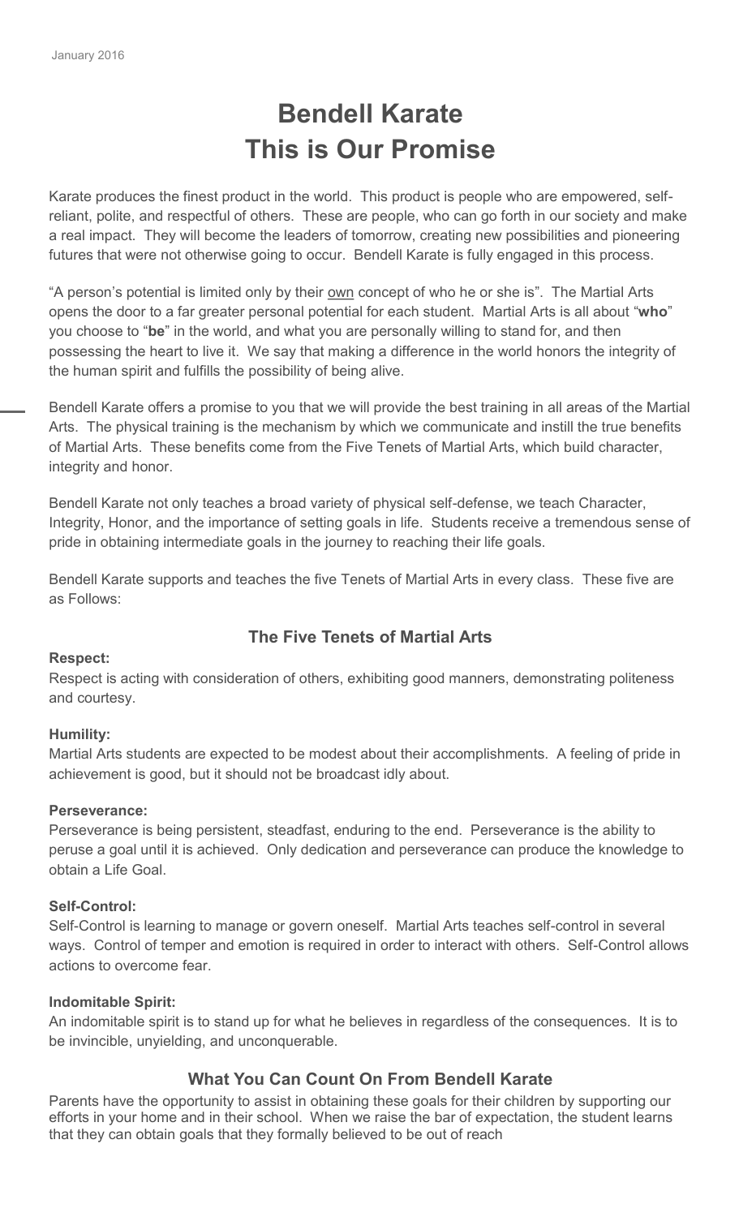January 2016

# Bendell Karate
# This is Our Promise

Karate produces the finest product in the world. This product is people who are empowered, self-reliant, polite, and respectful of others. These are people, who can go forth in our society and make a real impact. They will become the leaders of tomorrow, creating new possibilities and pioneering futures that were not otherwise going to occur. Bendell Karate is fully engaged in this process.

"A person's potential is limited only by their <u>own</u> concept of who he or she is". The Martial Arts opens the door to a far greater personal potential for each student. Martial Arts is all about "**who**" you choose to "**be**" in the world, and what you are personally willing to stand for, and then possessing the heart to live it. We say that making a difference in the world honors the integrity of the human spirit and fulfills the possibility of being alive.

Bendell Karate offers a promise to you that we will provide the best training in all areas of the Martial Arts. The physical training is the mechanism by which we communicate and instill the true benefits of Martial Arts. These benefits come from the Five Tenets of Martial Arts, which build character, integrity and honor.

Bendell Karate not only teaches a broad variety of physical self-defense, we teach Character, Integrity, Honor, and the importance of setting goals in life. Students receive a tremendous sense of pride in obtaining intermediate goals in the journey to reaching their life goals.

Bendell Karate supports and teaches the five Tenets of Martial Arts in every class. These five are as Follows:

## The Five Tenets of Martial Arts

**Respect:**
Respect is acting with consideration of others, exhibiting good manners, demonstrating politeness and courtesy.

**Humility:**
Martial Arts students are expected to be modest about their accomplishments. A feeling of pride in achievement is good, but it should not be broadcast idly about.

**Perseverance:**
Perseverance is being persistent, steadfast, enduring to the end. Perseverance is the ability to peruse a goal until it is achieved. Only dedication and perseverance can produce the knowledge to obtain a Life Goal.

**Self-Control:**
Self-Control is learning to manage or govern oneself. Martial Arts teaches self-control in several ways. Control of temper and emotion is required in order to interact with others. Self-Control allows actions to overcome fear.

**Indomitable Spirit:**
An indomitable spirit is to stand up for what he believes in regardless of the consequences. It is to be invincible, unyielding, and unconquerable.

## What You Can Count On From Bendell Karate

Parents have the opportunity to assist in obtaining these goals for their children by supporting our efforts in your home and in their school. When we raise the bar of expectation, the student learns that they can obtain goals that they formally believed to be out of reach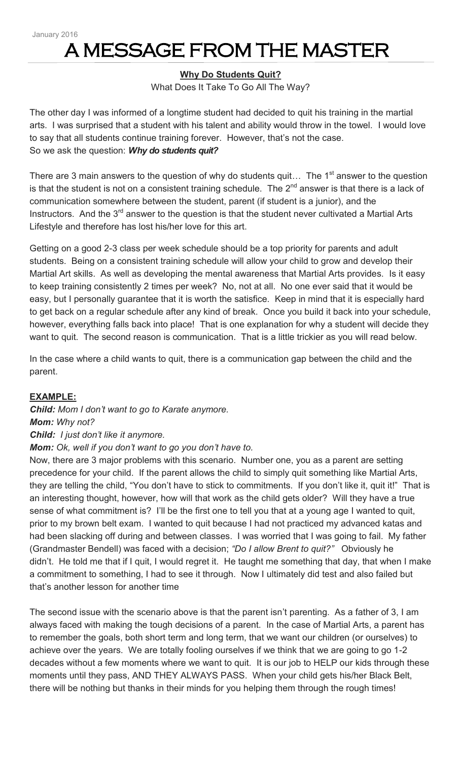January 2016

# A MESSAGE FROM THE MASTER

**Why Do Students Quit?**

What Does It Take To Go All The Way?

The other day I was informed of a longtime student had decided to quit his training in the martial arts. I was surprised that a student with his talent and ability would throw in the towel. I would love to say that all students continue training forever. However, that's not the case. So we ask the question: ***Why do students quit?***

There are 3 main answers to the question of why do students quit… The 1st answer to the question is that the student is not on a consistent training schedule. The 2nd answer is that there is a lack of communication somewhere between the student, parent (if student is a junior), and the Instructors. And the 3rd answer to the question is that the student never cultivated a Martial Arts Lifestyle and therefore has lost his/her love for this art.

Getting on a good 2-3 class per week schedule should be a top priority for parents and adult students. Being on a consistent training schedule will allow your child to grow and develop their Martial Art skills. As well as developing the mental awareness that Martial Arts provides. Is it easy to keep training consistently 2 times per week? No, not at all. No one ever said that it would be easy, but I personally guarantee that it is worth the satisfice. Keep in mind that it is especially hard to get back on a regular schedule after any kind of break. Once you build it back into your schedule, however, everything falls back into place! That is one explanation for why a student will decide they want to quit. The second reason is communication. That is a little trickier as you will read below.

In the case where a child wants to quit, there is a communication gap between the child and the parent.

**EXAMPLE:**

***Child:*** *Mom I don't want to go to Karate anymore.*
***Mom:*** *Why not?*
***Child:*** *I just don't like it anymore.*
***Mom:*** *Ok, well if you don't want to go you don't have to.*

Now, there are 3 major problems with this scenario. Number one, you as a parent are setting precedence for your child. If the parent allows the child to simply quit something like Martial Arts, they are telling the child, "You don't have to stick to commitments. If you don't like it, quit it!" That is an interesting thought, however, how will that work as the child gets older? Will they have a true sense of what commitment is? I'll be the first one to tell you that at a young age I wanted to quit, prior to my brown belt exam. I wanted to quit because I had not practiced my advanced katas and had been slacking off during and between classes. I was worried that I was going to fail. My father (Grandmaster Bendell) was faced with a decision; *"Do I allow Brent to quit?"* Obviously he didn't. He told me that if I quit, I would regret it. He taught me something that day, that when I make a commitment to something, I had to see it through. Now I ultimately did test and also failed but that's another lesson for another time

The second issue with the scenario above is that the parent isn't parenting. As a father of 3, I am always faced with making the tough decisions of a parent. In the case of Martial Arts, a parent has to remember the goals, both short term and long term, that we want our children (or ourselves) to achieve over the years. We are totally fooling ourselves if we think that we are going to go 1-2 decades without a few moments where we want to quit. It is our job to HELP our kids through these moments until they pass, AND THEY ALWAYS PASS. When your child gets his/her Black Belt, there will be nothing but thanks in their minds for you helping them through the rough times!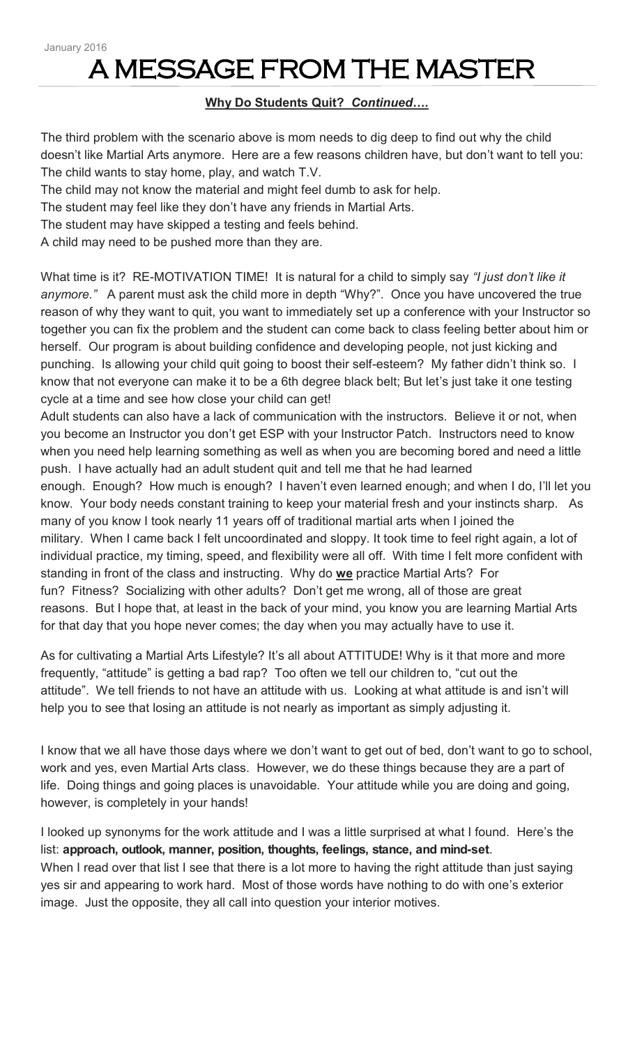January 2016

# A MESSAGE FROM THE MASTER

**Why Do Students Quit? *Continued….***

The third problem with the scenario above is mom needs to dig deep to find out why the child doesn't like Martial Arts anymore. Here are a few reasons children have, but don't want to tell you:
The child wants to stay home, play, and watch T.V.
The child may not know the material and might feel dumb to ask for help.
The student may feel like they don't have any friends in Martial Arts.
The student may have skipped a testing and feels behind.
A child may need to be pushed more than they are.

What time is it? RE-MOTIVATION TIME! It is natural for a child to simply say *"I just don't like it anymore."* A parent must ask the child more in depth "Why?". Once you have uncovered the true reason of why they want to quit, you want to immediately set up a conference with your Instructor so together you can fix the problem and the student can come back to class feeling better about him or herself. Our program is about building confidence and developing people, not just kicking and punching. Is allowing your child quit going to boost their self-esteem? My father didn't think so. I know that not everyone can make it to be a 6th degree black belt; But let's just take it one testing cycle at a time and see how close your child can get!
Adult students can also have a lack of communication with the instructors. Believe it or not, when you become an Instructor you don't get ESP with your Instructor Patch. Instructors need to know when you need help learning something as well as when you are becoming bored and need a little push. I have actually had an adult student quit and tell me that he had learned enough. Enough? How much is enough? I haven't even learned enough; and when I do, I'll let you know. Your body needs constant training to keep your material fresh and your instincts sharp. As many of you know I took nearly 11 years off of traditional martial arts when I joined the military. When I came back I felt uncoordinated and sloppy. It took time to feel right again, a lot of individual practice, my timing, speed, and flexibility were all off. With time I felt more confident with standing in front of the class and instructing. Why do **we** practice Martial Arts? For fun? Fitness? Socializing with other adults? Don't get me wrong, all of those are great reasons. But I hope that, at least in the back of your mind, you know you are learning Martial Arts for that day that you hope never comes; the day when you may actually have to use it.

As for cultivating a Martial Arts Lifestyle? It's all about ATTITUDE! Why is it that more and more frequently, "attitude" is getting a bad rap? Too often we tell our children to, "cut out the attitude". We tell friends to not have an attitude with us. Looking at what attitude is and isn't will help you to see that losing an attitude is not nearly as important as simply adjusting it.

I know that we all have those days where we don't want to get out of bed, don't want to go to school, work and yes, even Martial Arts class. However, we do these things because they are a part of life. Doing things and going places is unavoidable. Your attitude while you are doing and going, however, is completely in your hands!

I looked up synonyms for the work attitude and I was a little surprised at what I found. Here's the list: **approach, outlook, manner, position, thoughts, feelings, stance, and mind-set**.
When I read over that list I see that there is a lot more to having the right attitude than just saying yes sir and appearing to work hard. Most of those words have nothing to do with one's exterior image. Just the opposite, they all call into question your interior motives.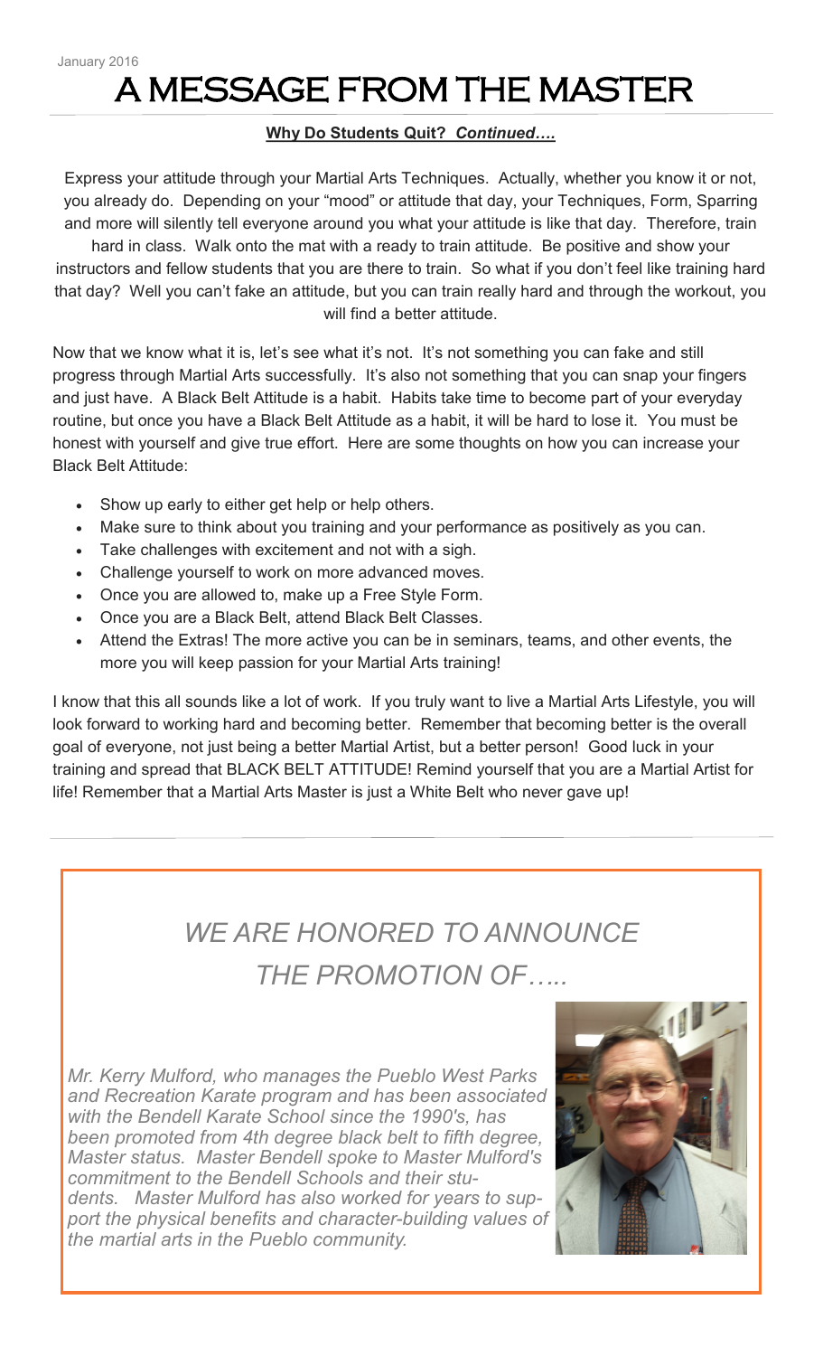January 2016

# A MESSAGE FROM THE MASTER

**Why Do Students Quit?** ***Continued….***

Express your attitude through your Martial Arts Techniques. Actually, whether you know it or not, you already do. Depending on your "mood" or attitude that day, your Techniques, Form, Sparring and more will silently tell everyone around you what your attitude is like that day. Therefore, train hard in class. Walk onto the mat with a ready to train attitude. Be positive and show your instructors and fellow students that you are there to train. So what if you don't feel like training hard that day? Well you can't fake an attitude, but you can train really hard and through the workout, you will find a better attitude.

Now that we know what it is, let's see what it's not. It's not something you can fake and still progress through Martial Arts successfully. It's also not something that you can snap your fingers and just have. A Black Belt Attitude is a habit. Habits take time to become part of your everyday routine, but once you have a Black Belt Attitude as a habit, it will be hard to lose it. You must be honest with yourself and give true effort. Here are some thoughts on how you can increase your Black Belt Attitude:

- Show up early to either get help or help others.
- Make sure to think about you training and your performance as positively as you can.
- Take challenges with excitement and not with a sigh.
- Challenge yourself to work on more advanced moves.
- Once you are allowed to, make up a Free Style Form.
- Once you are a Black Belt, attend Black Belt Classes.
- Attend the Extras! The more active you can be in seminars, teams, and other events, the more you will keep passion for your Martial Arts training!

I know that this all sounds like a lot of work. If you truly want to live a Martial Arts Lifestyle, you will look forward to working hard and becoming better. Remember that becoming better is the overall goal of everyone, not just being a better Martial Artist, but a better person! Good luck in your training and spread that BLACK BELT ATTITUDE! Remind yourself that you are a Martial Artist for life! Remember that a Martial Arts Master is just a White Belt who never gave up!

## *WE ARE HONORED TO ANNOUNCE THE PROMOTION OF…..*

*Mr. Kerry Mulford, who manages the Pueblo West Parks and Recreation Karate program and has been associated with the Bendell Karate School since the 1990's, has been promoted from 4th degree black belt to fifth degree, Master status. Master Bendell spoke to Master Mulford's commitment to the Bendell Schools and their students. Master Mulford has also worked for years to support the physical benefits and character-building values of the martial arts in the Pueblo community.*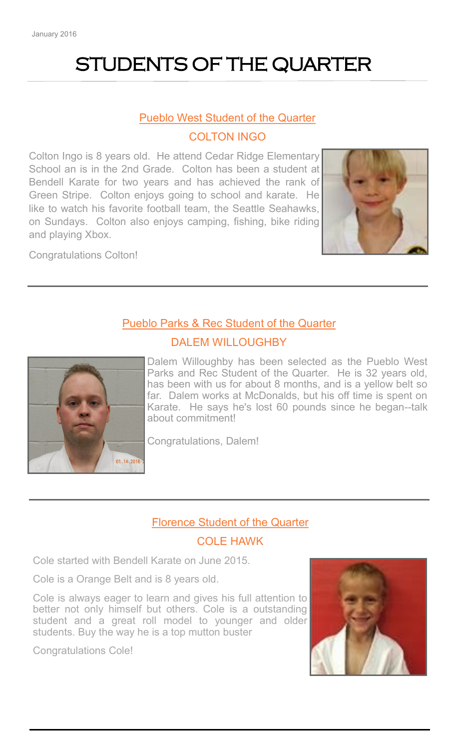January 2016

# STUDENTS OF THE QUARTER

## Pueblo West Student of the Quarter

### COLTON INGO

Colton Ingo is 8 years old. He attend Cedar Ridge Elementary School an is in the 2nd Grade. Colton has been a student at Bendell Karate for two years and has achieved the rank of Green Stripe. Colton enjoys going to school and karate. He like to watch his favorite football team, the Seattle Seahawks, on Sundays. Colton also enjoys camping, fishing, bike riding and playing Xbox.

Congratulations Colton!

---

## Pueblo Parks & Rec Student of the Quarter

### DALEM WILLOUGHBY

Dalem Willoughby has been selected as the Pueblo West Parks and Rec Student of the Quarter. He is 32 years old, has been with us for about 8 months, and is a yellow belt so far. Dalem works at McDonalds, but his off time is spent on Karate. He says he's lost 60 pounds since he began--talk about commitment!

Congratulations, Dalem!

---

## Florence Student of the Quarter

### COLE HAWK

Cole started with Bendell Karate on June 2015.

Cole is a Orange Belt and is 8 years old.

Cole is always eager to learn and gives his full attention to better not only himself but others. Cole is a outstanding student and a great roll model to younger and older students. Buy the way he is a top mutton buster

Congratulations Cole!